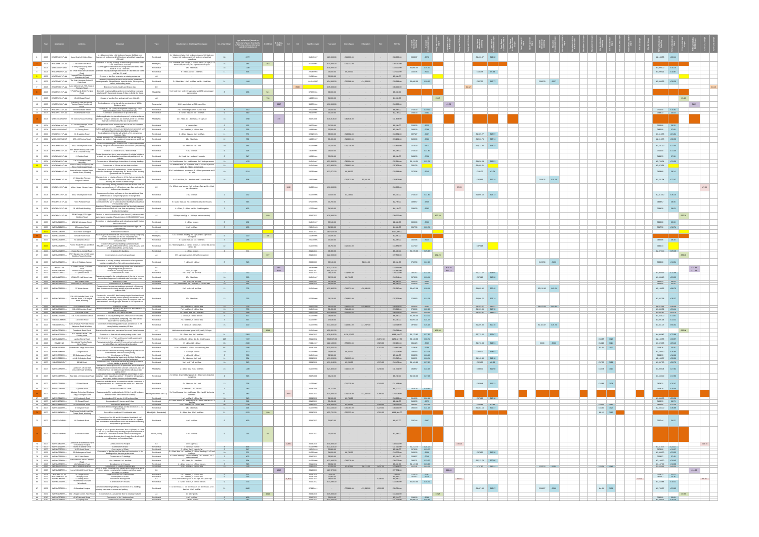|                                               |         |                                                                               |                                                                                         |                                                                                                                                                                                                                                                                               |                                           |                                                                                                                                                                                                                | No. of dwelling |                   |             |       |                                        |                                          |                          | 5 B1b,B1c, C2 D2 Year-Received Transport Open-Space Education Fire |                                          |                                                      |                                                                                                                              |                  |           |                                        |                  |  |                              |       |                                                                                                                                                 |                |                  |        |
|-----------------------------------------------|---------|-------------------------------------------------------------------------------|-----------------------------------------------------------------------------------------|-------------------------------------------------------------------------------------------------------------------------------------------------------------------------------------------------------------------------------------------------------------------------------|-------------------------------------------|----------------------------------------------------------------------------------------------------------------------------------------------------------------------------------------------------------------|-----------------|-------------------|-------------|-------|----------------------------------------|------------------------------------------|--------------------------|--------------------------------------------------------------------|------------------------------------------|------------------------------------------------------|------------------------------------------------------------------------------------------------------------------------------|------------------|-----------|----------------------------------------|------------------|--|------------------------------|-------|-------------------------------------------------------------------------------------------------------------------------------------------------|----------------|------------------|--------|
|                                               |         |                                                                               | 2003 WB/03/00039/FULL Land South of Hildon Close                                        | 4 x 1 bedroom flats, 15x2 bedroom houses, 9x3 bedroom<br>houses,1x2 bedroom and 1x3 bedroom wheelchair bungalows<br>$(30 \text{ total})$                                                                                                                                      | Residential                               | 4 x 1 bedroom flats, 15x2 bedroom houses, 9x3 bedroom<br>houses, 1x2 bedroom and 1x3 bedroom wheelchair<br>bungalows                                                                                           |                 | 2277              |             |       | 01/04/2007                             | £20,000.00                               | £44,000.00               |                                                                    | £64,000.00                               | £666.67 £8.78                                        |                                                                                                                              |                  |           | £1,466.67 £19.32                       |                  |  |                              |       | £2.133.33 £28.11                                                                                                                                |                |                  |        |
|                                               |         | 2003 WB/03/00072/FULL<br>3 2003 WB/03/00077/OUT                               | 1 - 13 South Farm Road<br>2 Tennyson Road (Linden                                       | Demolition of existing buildings & redevt with ground floor retail,<br>12 no. 2 bed flats & 3 houses.<br>Outline appn for demolition of nursing home and redevt with                                                                                                          | Mixed (A1<br>Residential                  | 2 bed flats (min 60sqm), 1 x 2 bed house (75 sqm, 2 x<br>bed house (95 som): 362 som retail floorspace<br>18 x 2 bed flats                                                                                     | 18              | 985<br>1188       | 362         |       | 01/04/2007                             | £10,000.00<br>£18,000.00                 | £22,212.00               |                                                                    | £32,212.00<br>£18,000.00                 | £1,000.00 £15.15                                     |                                                                                                                              |                  |           |                                        |                  |  |                              |       | £1,000.00 £15.15                                                                                                                                |                |                  |        |
| 4                                             |         | 2003 WB/03/00269/FULL                                                         | Road                                                                                    | Lodge)<br>37 Teville Road and 28 Oxford Demoish existing building & erect block of 5 two bed and 6 one<br>bed flats (11 total)                                                                                                                                                | Residential                               | 5 x 2 bed and 6 x 1 bed flats                                                                                                                                                                                  | $-11$           | 636               |             |       | 22/08/2003                             | £6,000.00                                | £6,000.00                |                                                                    | £12,000.00                               | £545.45                                              | £9.43                                                                                                                        |                  | £545.45   | £9.43                                  |                  |  |                              |       | £1,090.91 £18.87                                                                                                                                |                |                  |        |
|                                               |         | 5 2003 WB/03/00307/FULL<br>6 2003 WB/03/00557/FULL                            | Imperial China Restaurant,<br>Wordsworth Road<br>The John Homiman School, 2             | Erection of first floor extension to existing restaurant<br>Demolition of existing property and proposed residential<br>development for 24 apartments, external works, 24 car parking                                                                                         | A3<br>Residential                         | $2\times3$ bed flats, $14\times2$ bed flats and $8\times1$ bed flats                                                                                                                                           | 24              | 1494              |             |       | 21/01/2004<br>01/04/2007               | £5,000.00<br>£24,000.00                  | £20,568.00               | £14,000.00                                                         | £5,000.00<br>£58,568.00                  | £1,000.00 £16.06                                     |                                                                                                                              |                  |           | £857.00 £13.77                         | £583.33 £9.37    |  |                              |       | £2,440.33 £39.20                                                                                                                                |                |                  |        |
|                                               |         | 2003 WB/03/00687/FULL                                                         | Park Road<br>and Adj to Lloyds TSB, West of<br>Romany Road                              | spaces and ancillary works<br>Erection of tennis, health and fitness club.                                                                                                                                                                                                    | D <sub>2</sub>                            |                                                                                                                                                                                                                |                 |                   |             |       | 8500                                   | £35,000.00                               |                          |                                                                    | £35,000.00                               |                                                      |                                                                                                                              |                  | £4.12     |                                        |                  |  |                              |       |                                                                                                                                                 |                |                  |        |
|                                               |         | 2003 WB/03/00719/FULL                                                         | Road                                                                                    | 9 Field Row & 38-42 Portland Demolish existing buildings and erect new building to provide<br>retail on grd fir, basement storage, 8 flats on 2nd & 3rd floors.                                                                                                               | Mixed (A1)                                | 5 x 2 bed, 3 x 1 bed; 239 sqm retail and 282 sqm storage<br>warehousing                                                                                                                                        | 8               | 483               | 521         |       | 07/07/2004                             | £8,000.00                                |                          |                                                                    | £8,000.00                                |                                                      |                                                                                                                              |                  |           |                                        |                  |  |                              |       |                                                                                                                                                 |                |                  |        |
|                                               |         | 9 2003 WB/03/00784/FULL                                                       | 43-45 Chapel Road<br>Former BT site Northbrook                                          | Change of use 1st floor and part grd from A1 to A3.                                                                                                                                                                                                                           | A3                                        |                                                                                                                                                                                                                |                 |                   | 730         |       | 14/08/2003                             | £4,000.00                                |                          |                                                                    | £4,000.00                                |                                                      |                                                                                                                              | £5.48            |           |                                        |                  |  |                              |       |                                                                                                                                                 | £5.48          |                  |        |
|                                               |         | 10 2003 WB/03/00788/FULL<br>2003 WB/03/01333/FULL                             | Trading Estate, Northbrook<br>Road.<br>137 Broadwater Street                            | Redevelopment of the site with the construction of 18 No<br>Erection of a two storey development comprising 2 x two                                                                                                                                                           | Commercial<br>Residential                 | 4,829 sqm industrial, 568 sqm office<br>2 x 2 bed cottages and 6 x 2 bed flats                                                                                                                                 | 8               | 550               | 5397        |       | 30/03/2004<br>07/03/2005               | £10,000.00<br>£6,000.00                  |                          |                                                                    | £10,000.00<br>£6,000.00                  | £750.00 £10.91                                       |                                                                                                                              | £1.85            |           |                                        |                  |  |                              |       | £750.00 £10.91                                                                                                                                  |                | £1.85            |        |
|                                               |         | 2003 WB/03/01370/FULL                                                         | 22 Winchester Road                                                                      | bedroom cottages and 6 x two bedroom flats.<br>Conversion and extension to provide 9 flats<br>Outline Application for the redevelopment of vehicle workshop                                                                                                                   | Residential                               | 6 x 2 bed flats and 3 x 1 bed flats                                                                                                                                                                            |                 | 549               |             |       | 29/01/2004                             | £2.100.00                                |                          |                                                                    | £2.100.00                                | £233.33 £3.83                                        |                                                                                                                              |                  |           |                                        |                  |  |                              |       | £233.33 £3.83                                                                                                                                   |                |                  |        |
|                                               |         | 2003 WB/03/01420/OUT                                                          | 69 Victoria Road, Worthing                                                              | premises and yard with 12 No. two bed flats and 6 No. one bed<br>flats with commercial A2/B1 use on ground floor                                                                                                                                                              | Mixed (B1)                                | 12 x 2 bed, 6 x 1 bed flats; 270 sqm A2                                                                                                                                                                        | 18              | 1098              | 270         |       | 2007/2008                              | £30,918.00                               | £30,918.00               |                                                                    | £61,836.00                               |                                                      |                                                                                                                              |                  |           |                                        |                  |  |                              |       |                                                                                                                                                 |                |                  |        |
|                                               |         | 14 2004 WB/04/00018/FULL<br>15 2004 WB/04/00053/OUT                           | 4-7 Arcade Buildings, South<br>Street<br>52 Tarring Road                                | Change of use of first and second floors to six self contained<br>studio flats<br>Outline application for extension and alterations to provide 6 self-<br>contained flats including demolition of workshop                                                                    | Residential<br>Residential                | 6 x studio flats<br>2 x 2 bed flats, 4 x 1 bed flats                                                                                                                                                           | 6<br>6          | 192<br>336        |             |       | 09/03/2004<br>10/11/2004               | £1,200.00<br>£2,580.00                   |                          |                                                                    | £1,200.00<br>£2,580.00                   | £200.00 £6.25<br>£430.00                             | £7.68                                                                                                                        |                  |           |                                        |                  |  |                              |       | £200.00 £6.25<br>£430.00 £7.68                                                                                                                  |                |                  |        |
|                                               |         | 2004 WB/04/00117/FULL                                                         | 31 Gratwicke Road                                                                       | Redevelopment of the site with a block of 11 one and two<br>hedroom flats<br>lutline application for redevelopment of the site with block of                                                                                                                                  | Residential                               | 8 x 2 bed flats and 3 x 3 bed flat                                                                                                                                                                             | 11              | 771               |             |       | 02/02/2005                             | £3,600.00                                | £13,082.00               |                                                                    | £16,682.00                               | £327.27                                              | £4.67                                                                                                                        |                  |           | £1,189.27 £16.97                       |                  |  |                              |       | £1,516.55 £21.64                                                                                                                                |                |                  |        |
|                                               |         | 17 2004 WB/04/00225/OUT                                                       | 153-155 Tarring Road<br>30/32 Shakespeare Road                                          | twelve x two bedroom flats, creation of a new access and 3 car<br>parking spaces<br>rsion of existing rest home to form 10 self contained flat                                                                                                                                | Residential<br>Residential                | 12 x 2 bed flats<br>5 x 2 bed and 5 x 1 bed                                                                                                                                                                    | 12              | 792<br>585        |             |       | 15/08/2007<br>01/04/2006               | £5,400.00<br>£5,100.00                   | £18,801.00<br>£10,719.00 |                                                                    | £24,201.00<br>£15,819.00                 | £450.00<br>£510.00                                   | £6.82<br>£8.72                                                                                                               |                  | £1,566.75 | £23.74                                 |                  |  |                              |       | £2,016.75 £30.56                                                                                                                                |                |                  |        |
|                                               |         | 18 2004 WB/04/00240/FULL<br>19 2004 WB/04/00334/FULL                          | 46 Crescent Road (Land south<br>of 48 Crescent Road)                                    | including new porch on east elevation and covered cycle parking<br>to rear<br>Erection of a block of six x 2 bedroom flats                                                                                                                                                    | Residential                               | 6 x 2 bed flats                                                                                                                                                                                                | 10<br>$6 -$     | 396               |             |       | 13/05/2004                             | £4,500.00                                |                          |                                                                    | £4,500.00                                | £750.00                                              | £11.36                                                                                                                       |                  |           | £1,071.90 £18.32                       |                  |  |                              |       | £1,581.90 £27.04<br>£750.00 £11.36                                                                                                              |                |                  |        |
|                                               | 20 2004 | WB/04/00383/FULI                                                              | 21 Selden Road                                                                          | Conversion and two storey rear extension of existing building to<br>create 6 no. one and two bedroom flats with parking for 6 no.<br>vehicles                                                                                                                                 | Residential                               | $4 \times 2$ bed, 1 $\times$ 1 bed and 1 $\times$ studies                                                                                                                                                      | $6 -$           | 347               |             |       | 15/06/200                              | £2,630.00                                |                          |                                                                    | £2,630.00                                | £438.33                                              | £7.58                                                                                                                        |                  |           |                                        |                  |  |                              |       | £438.33                                                                                                                                         | £7.58          |                  |        |
|                                               |         | 21 2004 WB/04/00825/FULL<br>22 2004 WB/04/00854/FULL                          | 11 & 15 Offington Lane,<br>Worthing                                                     | Construction of 19 dwellings & demolition of existing dwellings<br>Construction of 23 one and two bedroom flats                                                                                                                                                               | Residential<br>Residential                | 8 x 3 bed houses, 5 x 4 bed houses, 6 x 2 bed apartments<br>x disabled units, 2 x keyworker units, 5 x 2 bed 4 person                                                                                          | 19<br>23        | 1670              |             |       | 01/04/2007<br>01/04/2008               | £21,360.00<br>£13,830.00                 | £30,904.00<br>£33,801.00 |                                                                    | £52,264.00<br>£47,631.00                 | £1,124.21<br>£601.30                                 | £12.79                                                                                                                       |                  | £1,469.61 | £1,626,53 £18,51                       |                  |  |                              |       | £2,750.74 £31.30<br>£2,070.91                                                                                                                   |                |                  |        |
|                                               | 23 2004 | WB/04/00864/FULI                                                              | Rivoli Hotel Chapel Road<br>Land at former Unigate Depot,<br>Penfold Road, Worthing     | Erection of block of 40 sheltered apt., house mgr accom<br>omm fac. landscape & car parking; & 1 block of 9 aff. housing                                                                                                                                                      |                                           | units, 4 x 2 bed 3 person units<br>0 x 1 bed sheltered apartments, 8 x 1 bed apartments and<br>x 2 bed                                                                                                         |                 | 2514              |             |       | 24/05/2006                             | £13,571.00                               | £9,395.00                |                                                                    | £22,966.00                               | £276.96 £5.40                                        |                                                                                                                              |                  | £191.73   | £3.74                                  |                  |  |                              |       | £468.69                                                                                                                                         | £9.14          |                  |        |
|                                               |         | 24 2004 WB/04/00887/FUL                                                       | 1-5 Alexander Terrace,<br>Liverpool Gardens                                             | apartments with car parking<br>Change of use of existing offices to 16 No. flats comprising 8 x<br>2 bedroom flats, 6 x 1 bedroom flats and 2 x studio flats                                                                                                                  | Residential                               | 8 x 2 bed flats, 6 x 1 bed flats and 2 x studio flats                                                                                                                                                          | 16              | 898               |             |       | 18/10/2005                             |                                          | £15,571.00               | £9,100.00                                                          | £24,671.00                               |                                                      |                                                                                                                              |                  |           | £973.19 £17.34                         | £568.75 £10.13   |  |                              |       | £1,541.94 £27.47                                                                                                                                |                |                  |        |
|                                               |         | 25 2004 WB/04/01123/FULL                                                      |                                                                                         | including the addition of metal railings.<br>Refurb. of existing building, extension and new build to form 2 x<br>Milton House. Nursery Lane 10 bedroom care homes. 2 x 2 bedroom care flats and new four                                                                     | C2                                        | 2 x 10 bed care homes, 2 x 2 bed care flats and 1 x 4 bed<br>care bungalow.                                                                                                                                    |                 |                   |             |       | 01/06/2006                             | £10,000.00                               |                          |                                                                    | £10,000.00                               |                                                      |                                                                                                                              |                  | £7.89     |                                        |                  |  |                              |       |                                                                                                                                                 |                |                  | £7.89  |
|                                               | 26 2004 | VB/04/01149/FULL                                                              | 30/32 Shakespeare Roa                                                                   | bedroom care bungalow<br>Conversion of existing roofspace to form two additional flats<br>and formation of four parking spaces in rear gardens                                                                                                                                | Residential                               | 2 x 2 bed flatt                                                                                                                                                                                                | 2               | 132               |             |       | 01/04/2006                             | £1,500.00                                | £3,133.00                |                                                                    | £4,633.00                                | £750.00 £11.36                                       |                                                                                                                              |                  | £1,566.50 |                                        |                  |  |                              |       | £2,316.50 £35.10                                                                                                                                |                |                  |        |
|                                               |         | 27 2004 WB/04/01187/FULL                                                      | 76-84 Portland Road                                                                     | Conversion of Church Hall into five residential units and the<br>construction of a pair of semi-detached dwelling houses (Total                                                                                                                                               | Residential                               | 5 x studio flats and 2 x 3 bed semi-detached houses                                                                                                                                                            | 7               | 346               |             |       | 07/03/2005                             | £2,790.00                                |                          |                                                                    | £2,790.00                                | £398.57 £8.06                                        |                                                                                                                              |                  |           |                                        |                  |  |                              |       | £398.57 £8.06                                                                                                                                   |                |                  |        |
|                                               |         | 28 2004 WB/04/01303/FULL                                                      | 11 Mill Road Worthing                                                                   | of 7 residential units)<br>Erection of 2 storey rear extension with 1st floor balconies and<br>onversion to provide 6 self cont. flats and parking. Erection of                                                                                                               | Residentia                                | 4 x 2 bed, 2 x 1 bed and 1 x 2 bed bungalow                                                                                                                                                                    | 7 <sup>7</sup>  | 432               |             |       | 17/02/2005                             | £4,160.00                                |                          |                                                                    | £4,160.00                                | £594.29 £9.63                                        |                                                                                                                              |                  |           |                                        |                  |  |                              |       | £594.29 £9.63                                                                                                                                   |                |                  |        |
|                                               |         | 29 2004 WB/04/01341/FULL                                                      | PDH Garage, 123 Upper<br><b>Brighton Road</b>                                           | 1 detached bungalow<br>Erection of a non-food retail unit (use class A1) with associate<br>parking and servicing. (Resubmission of WB/04/00600/FULL).                                                                                                                         |                                           | 929 sqm retail (up to 1394 sqm with mezzanine)                                                                                                                                                                 |                 |                   | 929         |       | 2010/2011                              | £30,000.00                               |                          |                                                                    | £30,000.00                               |                                                      |                                                                                                                              | £32.29           |           |                                        |                  |  |                              |       |                                                                                                                                                 |                |                  |        |
|                                               |         | 30 2005 WB/05/0148/FULL                                                       | 124/126 Montague Street                                                                 | Demolition of existing buildings and redevelopment with 6 x two<br>bedroom houses.                                                                                                                                                                                            | Residential                               | 6 x 2 bed houses                                                                                                                                                                                               | $6 -$           | 462               |             |       | 01/04/2007                             | £2,340.00                                |                          |                                                                    | £2,340.00                                | £390.00 £5.06                                        |                                                                                                                              |                  |           |                                        |                  |  |                              |       | £390.00 £5.06                                                                                                                                   |                |                  |        |
|                                               |         | 31 2005 WB/05/0194/FULL                                                       | 13 Langton Road                                                                         | Conversion of seven bedroom care home into eight self<br>contained flats                                                                                                                                                                                                      | Residential                               | 8 x 1 bed flats                                                                                                                                                                                                | 8 <sup>1</sup>  | 408               |             |       | 20/04/2005                             | £4,380.00                                |                          |                                                                    | £4,380.00                                | £547.50 £10.74                                       |                                                                                                                              |                  |           |                                        |                  |  |                              |       | £547.50 £10.74                                                                                                                                  |                |                  |        |
| $-33$                                         |         | 2005 WB/05/0245/FULL<br>2005 WB/05/0265/FULL                                  | Tesco Store Durrington<br>26 South Farm Road                                            | Extension to foodstore<br>Redevelopment of the site with a two storey building comprising<br>two No. retail units and five No. residential flats                                                                                                                              | Mixed (A1                                 | 5 x 1 bed flats (totalling 190 sqm) and 64 sqm retail<br>floorspace                                                                                                                                            |                 | 190               |             |       | 2011/2012<br>16/05/2005                | £317,500.00<br>£2,005.00                 |                          |                                                                    | £317,500.00<br>£2,005.00                 |                                                      |                                                                                                                              |                  |           |                                        |                  |  |                              |       |                                                                                                                                                 |                |                  |        |
|                                               |         | 34 2005 WB/05/0324/FULL<br>2005 WB/05/0393/FULL                               | 50 Alexandra Road<br>Former Rivoli PH site and MOT                                      | Merations and extensions to convert property to 7 self<br>contained units<br>Erection of seven new dwellings (amendments to                                                                                                                                                   | Residential                               | 6 x studio flats and 1 x 2 bed flats<br>2 x 2 bed bungalows, 7 x 2 bed houses, 1 x 1 bed flat and 21                                                                                                           | 7               | 258               |             |       | 22/07/2005                             | £2,400.00                                |                          |                                                                    | £2,400.00                                | £342.86 £9.30                                        |                                                                                                                              |                  |           |                                        |                  |  |                              |       | £342.86 £9.30                                                                                                                                   |                |                  |        |
| 35                                            |         | 36 2005 WB/05/0713/FULL                                                       | Forest Barn, Arundel Road                                                               | WB/04/01343/FULL, WB/04/00873/FULL (2 No houses) and<br>WR/04/00854/FULL (23 No. flats)<br>Erection of 6 dwellings                                                                                                                                                            | Residential<br>Residential                | $4 \times 3$ bed houses                                                                                                                                                                                        | 32              |                   |             |       | 01/04/2008<br>2010/2011                | £3,750.00<br>£9,480.00                   | £12,101.00               |                                                                    | £15,851.00<br>£9,480.00                  | £117.19<br>£2.370.00 £25.48                          |                                                                                                                              |                  | £378.16   |                                        |                  |  |                              |       | £495.34<br>£2.370.00 £25.48                                                                                                                     |                |                  |        |
|                                               |         | 37 2005 WB/05/0753/FULL                                                       | PDH Garage, rear of 123 Upper<br>Brighton Road, Worthing                                | Construction of a non food warehouse                                                                                                                                                                                                                                          | A1                                        | 697 sqm retail (up to 1,002 with mezzanine)                                                                                                                                                                    |                 |                   | 697         |       | 2010/2011                              | £22,500.00                               |                          |                                                                    | £22,500.00                               |                                                      |                                                                                                                              | £32.28           |           |                                        |                  |  |                              |       |                                                                                                                                                 | £32.28         |                  |        |
|                                               |         | 38 2005 WB/05/0814/FULL                                                       | 44 to 46 Wallace Avenue<br>Columbia House, Columbia                                     | Demolition of existing buildings and erection of an apartment<br>building containing 8 no. flats with associated p<br>Construction of two No. three storey office units on two floors                                                                                         | Residential                               | 7 x 2 bed, 1 x 1 bed                                                                                                                                                                                           | 8               | 513               |             |       | 2006/2007                              | £5,940.00                                |                          | £1,004.00                                                          | £6,944.00                                | £742.50 £11.58                                       |                                                                                                                              |                  |           |                                        | £125.50 £1.96    |  |                              |       | £868.00 £13.54                                                                                                                                  |                |                  |        |
|                                               | 39 2005 | WB/05/1108<br>40 2005 WB/05/1145/FULL<br>41 2005 WB/05/1286/OUT               | Drive<br>Yeoman Way (Dumcate)<br>24 Lyndhurst Road                                      | with parking on the ground floor.<br>Erection of 5.2 storey office blocks<br>Construction of 12 flats                                                                                                                                                                         | <b>B1</b><br>Residential                  | B2 3.762 sqn<br>8 x 2 bed: 4 x 1 bed fla                                                                                                                                                                       | 12              |                   | 660<br>3762 |       | 29/06/2006<br>2006/2007<br>2010/2011   | £14,114.00<br>£65.557.00<br>£9,620.00    | £13,580.00               |                                                                    | £14,114.00<br>£65,557.00<br>£23,200.00   |                                                      | £801.67 £13.14                                                                                                               | £21.38<br>£17.43 |           | £1.131.67 £18.55                       |                  |  |                              |       | £1.933.33 £31.69                                                                                                                                |                | £21.38<br>£17.43 |        |
|                                               |         | 42 2005 WB/05/1407/FULL                                                       | ICAM LTD Half Moon Lane                                                                 | Revised proposals for the redevelopment of the site to increase<br>the number of approved residential units from eight to ten                                                                                                                                                 | Residential                               | 10 x 2 bed flats                                                                                                                                                                                               | 10              | 660               |             |       | 01/04/2007                             | £6,760.00                                | £8,781.00                |                                                                    | £15,541.00                               | £676.00                                              | £10.24                                                                                                                       |                  | £878.10   | £13.30                                 |                  |  |                              |       | £1,554.10 £23.55                                                                                                                                |                |                  |        |
|                                               | 45 2006 | 43 2006 WB/06/0128/FULL<br>WB/06/0216/FULL                                    | 19A Selden Road<br>44 2006 WB/06/0212/FULL Land north of Tarring Road<br>12 West Avenue | Erection of 7 flats<br>Construction of 10 dwellings<br>Construction of a detached building to provide 6 x 2 bedroo                                                                                                                                                            | Residential<br>Residential<br>Residential | 6 x 2 bed: 6 x 1 bed flats<br>2 x 2 bed houses. 4 x 1 bed flats. 4 x 2 bed flats<br>6 x 2 bed; 6 x 1 bed flats                                                                                                 | 12              | 702<br>622<br>702 |             |       | 2006/2007<br>2009/2010<br>01/04/2008   | £6,338.00<br>£1,500.00<br>£12,805.00     | £19,271.00               | £30,191.00                                                         | £6,338.00<br>£1,500.00<br>£62,267.00     | £905.43<br>£150.00<br>£1,067.08                      | £9.03<br>£2.41<br>£18.24                                                                                                     |                  |           | £1,605.92 £27.49                       | £2,515.92 £43.0  |  |                              |       | £905.43<br>£150.00                                                                                                                              | £9.03<br>£2.41 |                  |        |
|                                               |         |                                                                               |                                                                                         | flats. Conversion of existing building to provide another 6 x 2<br>bedroom flats<br>Erection of a block of 12 flats fronting Angola Road and Inked                                                                                                                            |                                           |                                                                                                                                                                                                                |                 |                   |             |       |                                        |                                          |                          |                                                                    |                                          |                                                      |                                                                                                                              |                  |           |                                        |                  |  |                              |       | £5,188.92 £88.70                                                                                                                                |                |                  |        |
|                                               |         | 46 2006 WB/06/0465/FULL                                                       | 126-162 Sackville Road, 2-28<br>Varner Road, 1-35 Angola<br>Road, Worthing              | to existing flats, including revised parking, new access, new<br>external stores, amenity and drying areas to courtyard area an<br>alterations to 4 existing garages beneath 31/35 Angola Road                                                                                | Residential                               | $12\times2$ bed flats                                                                                                                                                                                          | 12              | 792               |             |       | 07/01/2008                             | £9,130.00                                | £18,801.00               |                                                                    | £27,931.00                               | £760.83 £11.53                                       |                                                                                                                              |                  |           | £1,566.75 £23.74                       |                  |  |                              |       | £2,327.58 £35.27                                                                                                                                |                |                  |        |
|                                               |         | 47 2006 WB/06/0530/FULL                                                       | 25 Wordsworth Road<br>2006 WB/06/0545/FULL 118-120 Dominion Road                        | Erection of 13 flats<br>Redevelopment of the site with a two and three story block of 13                                                                                                                                                                                      | Residential<br>Residential                | 6 x 2 bed flats: 7 x 1 bed flats<br>$7 \times 2$ bed flats, $6 \times 1$ bed flats                                                                                                                             |                 | 753<br>768        |             |       | 01/04/2008<br>01/04/2008               | £5,131.00<br>£9,490.00                   | £15,417.00<br>£14,426.00 | £16.111.00                                                         | £36,659.00<br>£23,916.00                 | £394.69<br>£730.00 £12.36                            | £6.81                                                                                                                        |                  |           | £1.185.92   £20.47<br>£1,109.69 £18.78 | £1,239.31 £21.40 |  |                              |       | £2.819.92<br>£1,839.69 £31.14                                                                                                                   | £48.68         |                  |        |
|                                               |         |                                                                               | 49 2006 WB/06/0728/FULL 1-5 Cross Street                                                | flats with narking<br>Erection of 22 1 and 2 bed flats<br>50 2007 WB/06/0751/FULL 73 & 75 St Lawrence Avenue Demoltion of existing dwelling and Construction of 6 houses                                                                                                      | Residential<br>Residential                | 16 x 2 bed flats: 6 x 1 bed flats<br>2 x 4 bed: 5 x 3 bed houses                                                                                                                                               | 6 <sup>5</sup>  | 1362<br>677       |             |       | 01/04/2008<br>01/04/2008               | £14.365.00<br>£8,808.00                  | £26.165.00               |                                                                    | £40.530.00<br>£8,808.00                  | £1,468.00                                            | £652.95 £10.55<br>£13.01                                                                                                     |                  |           | £1.189.32 £19.21                       |                  |  |                              |       | £1.842.27 £29.76<br>£1,468.00                                                                                                                   | £13.01         |                  |        |
|                                               |         |                                                                               |                                                                                         | Erection of a 3 storey block comprising 7 no. flats with 15<br>associated car parking spaces.<br>Land at Win & Pen Public House   Demolition of the existing rublic bouse and exection of 2.5                                                                                 | Residenti                                 | $2 \times 2$ bed flats, $5 \times 3$ bed flats                                                                                                                                                                 |                 |                   |             |       |                                        |                                          |                          |                                                                    | £7,638.00                                | £1,091.14                                            | £14.22                                                                                                                       |                  |           |                                        |                  |  |                              |       | £1,091.14                                                                                                                                       | £14.22         |                  |        |
| 53                                            | 2006    | 52 2006 WB/06/0853/OUT                                                        | Wigmore Road Worthing                                                                   | storey building containing 15 flats<br>Downlands Retail Park Extension of current site, mezzanine floors and 9 wind turbines                                                                                                                                                  | Residential                               | 6 x 1 bed: 9 x 2 bed: flats<br>Halfords extension total gross 2025, net 1,519 sqm                                                                                                                              | 15              | 900               | 1519        |       | 01/04/2008<br>01/04/2008               | £14,562.00<br>£59,361.00                 | £18,087,00 £17,767,00    |                                                                    | £50,416.00<br>£59,361.00                 | £970.80 £16.18                                       |                                                                                                                              | £39.08           |           | £1,205.80 £20.10                       | £1.184.47 £19.74 |  |                              |       | £3,361.07 £56.02                                                                                                                                |                |                  |        |
|                                               |         | 54 2006 WB/06/1050/FULL                                                       | 3-10 Marine Parade - The<br>Fardley Hotel                                               | Erection of 34 flats with off street parking on the Land<br>Development of 117 flats and houses, health surgery and                                                                                                                                                           | Residential                               | 30 x 2 bed flats, 4 x 3 bed flats                                                                                                                                                                              | 34              | 2304              |             |       | 2011/2012                              | £39,910.00                               | £128,270.00              |                                                                    | £168,180.00                              | £1.173.82 £17.32                                     |                                                                                                                              |                  |           | £3,772.65 £55.67                       |                  |  |                              |       | £4,946.47 £72.99                                                                                                                                |                |                  |        |
| 55                                            | 56 2006 | 2006 WB/06/1121/FULL<br>WB/06/1129                                            | Land at Eirene Road<br>Orme Road                                                        | pharmacy<br>Brooklands Trading Estate. Redevelopment of the site with 65 one and two bedroom self-<br>contained flats, car parking and landscaping.                                                                                                                           | Residential<br>Residential                | 24 x 1 bed flat. 81 x 2 bed flat. 9 x 3 bed houses<br>39 x 2 bed; 26 x 1 bed                                                                                                                                   | 117<br>65       | 7407<br>3900      |             |       | 2011/2012<br>26.11.2007                | £249,676.00<br>£22,180.00                | £76,091.00               | £1,971.50<br>£923.00                                               | £251,647.50<br>£99,194.00                | £2,133.98<br>£341.23                                 | £33.71<br>£5.69                                                                                                              |                  |           | £1,170.63 £19.51                       | £0.00 £0.00      |  | £16.85 £0.27<br>£14.20 £0.24 |       | £2,150.83 £33.97<br>£1,526.06 £25.43                                                                                                            |                |                  |        |
|                                               | 57 2006 | WB/06/1194/FULL<br>58 2006 WB/06/1348/FULL                                    | Jorthbrook College Union Place<br>7 Langton Road                                        | 65 Assisted living flats<br>Conversion and extension of existing dwelling to provide 10 self                                                                                                                                                                                  | Residential<br>Residential                | 54 x 1 bed and 11 x 2 bed assisted living flats<br>$4 \times 2$ bed: $6 \times 1$ bed                                                                                                                          | 65<br>10        | 3480<br>570       |             |       | 2008/2009<br>01/04/2008                | £10,365.00<br>£6,858.00                  | £8,447.00                | £247.00                                                            | £10,612.00<br>£15,305.00                 | £159.46<br>£685.80                                   | £2.98<br>£12.03                                                                                                              |                  |           | £844.70 £14.82                         |                  |  | £3.80 £0.07                  |       | £163.26<br>£1,530.50 £26.85                                                                                                                     | £3.05          |                  |        |
|                                               |         | 59 2007 WB/07/0086/FULL<br>60 2007 WB/07/0226/FULL                            | 20 Shakespeare Road<br>40-42 St Boltophs Road                                           | contained flats with associated narking<br>Develocment of 6 flats<br>Construction of 14 residential apartments 6x1 bed, 8x2 bed with<br>associated external works, parking, landscape                                                                                         | Residential<br>Residential                | 4 x 1 bed: 2 x 2 bed<br>$6 \times 1$ bed and $8 \times 2$ bed                                                                                                                                                  | 6<br>14         | 336<br>834        |             |       | 01/04/2008<br>2009/2010                | £3.380.00<br>£13,520.00                  | £15,993.00               |                                                                    | £3.380.00<br>£29,513.00                  | £563.33<br>£965.71                                   | £10.06<br>£16.21                                                                                                             |                  | £1,142.36 | £19.18                                 |                  |  |                              |       | £563.33 £10.06<br>£2,108.07                                                                                                                     | £35.39         |                  |        |
|                                               |         | 61 2007 WB/07/0285/OUT                                                        | 33 Mill Road                                                                            | Construction of 5 new residential units and change of use of<br>existing building to covide 5 that<br>Demoliton of existing shop unit, 4 apartments and 1 detached<br>dwelling and redevelopment of the site with 1 retail unit, 21 x two                                     | Residential                               | 3 x 1 bed; 7 x 2 bed flats                                                                                                                                                                                     | 10              | 615               |             |       | 2009/2010                              | £11,018.00                               | £5,290.00                | £170.00                                                            | £16,478.00                               | £1.101.80 £17.92                                     |                                                                                                                              |                  |           | £529.00 £8.60                          |                  |  | £17.00 £0.28                 |       | £1,647.80 £26.79                                                                                                                                |                |                  |        |
|                                               | 62 2007 | WB/07/0386/FULL                                                               | Land at 17, 19 and 19A<br>Crescent Road, Worthing                                       | bedroom and 2x one bedroom apartments with associated<br>parking for 19                                                                                                                                                                                                       | Mixed (A1)                                | 2 x 1 bed flats, 21 x 2 bed flats                                                                                                                                                                              | 23              | 1488              |             |       | 01/04/2008                             | £21,840.00                               | £19,313.00               | £248.00                                                            | £41,401.00                               | £949.57 £14.68                                       |                                                                                                                              |                  |           | £839.70 £12.98                         |                  |  | £10.78 £0.17                 |       | £1,800.04 £27.82                                                                                                                                |                |                  |        |
|                                               | 63 2007 | WB/07/0487/FULL                                                               |                                                                                         | Construction of two detached bungalows and one pair of semi-<br>Rear 111-119 Greenland Road detached chalet bungalows, (plots 2 - 5) together with garages,<br>associated parking, access and landscaping.<br>Extensions and alterations in connection with the conversion of | Residential                               | $2 \times 3/4$ bed detached bungalows; $2 \times 3$ bed semi-detached<br>bungalows                                                                                                                             | 4               | 348               |             |       | 2007/2008                              | £6,240.00                                |                          |                                                                    | £6,240.00                                | £1,560.00 £17.93                                     |                                                                                                                              |                  |           |                                        |                  |  |                              |       | £1,560.00 £17.93                                                                                                                                |                |                  |        |
|                                               |         | 64 2007 WB/07/0619/FULL<br>2007 WB/07/0780/FULL                               | 1-2 New Parade                                                                          | the property into 5 no. 2 bedroom flats and 8 no. 1 bedroom<br>flats<br>Conversion of HMO to 7 flats                                                                                                                                                                          | Residential                               | 5 x 2 bed and 8 x 1 bed                                                                                                                                                                                        | 13              | 738<br>243        |             |       | 11/09/2007                             | £4,713.00                                | £11,225.00               | £193.00                                                            | £11,418.00                               |                                                      |                                                                                                                              |                  |           | £863.46 £15.21                         |                  |  | £14.85 £0.26                 |       | £878.31 £15.47                                                                                                                                  |                |                  |        |
|                                               | 2007    | WB/07/0794/FULL                                                               | 3 Queens Road<br>Highdown School and Cissbury<br>Lodge, Durrington Lane                 | Development of 64 residential units (54 No. 1 and 2 bedroom<br>extra care flats with communal facilities)                                                                                                                                                                     | Residential<br>Mixed (Residential and C2) | 6 x bedsits; 1 x 1 bed flat<br>x 3 bed houses, 1 x 4 bed house, 54 x 1 and 2 bed extra<br>care flats                                                                                                           |                 | 943               |             |       | 2008/2009<br>2010/2011                 | £10,400.00                               | £19,315.00               | £42,027.00 £286.00                                                 | £4,713.00<br>£72,028.00                  | £673.29 £19.40                                       |                                                                                                                              |                  |           |                                        |                  |  |                              |       | £673.29 £19.40                                                                                                                                  |                |                  |        |
|                                               |         | 67 2007 WB/07/0944/FULL<br>68 2007 WB/07/1009/FULL                            | 36 Wordsworth Road<br>33 Eriswell Road                                                  | Construction of 10 number 1 & 2 bedroom flats<br>Construction of 3 houses and 3 flats                                                                                                                                                                                         | Residential<br>Residential                | 1 x 1 bed flat, 9 x 2 bed flat<br>x 2 bed houses, 1 x 3 bed house, 2 x studio flats and 1 :                                                                                                                    | 6               | 645<br>362        |             |       | 2009/2010<br>2010/2011                 | £9,100.00<br>£2,438.00                   | £9,788.00                |                                                                    | £18,888.00<br>£2,438.00                  | £910.00 £14.11<br>£406.33 £6.73                      |                                                                                                                              |                  |           | £978.80 £15.18                         |                  |  |                              |       | £1.888.80 £29.28<br>£406.33 £6.73                                                                                                               |                |                  |        |
|                                               |         | 69 2007 WB/07/1120/FULL<br>2007 WB/07/1126/FULL                               | 50-56 Bolsover Road<br>2 Tennyson Road                                                  | 38 sheltered apartments<br>Demoltion of the existing buildings and the erection of 14 x 2<br>bedroom flats.                                                                                                                                                                   | Residential<br>Residential                | bed flat<br>26 x 1 bed flats, 12 x 2 bed flats<br>14 2 x bed flats                                                                                                                                             | 14              | 2118<br>924       |             |       | 2010/2011<br>01/04/2008                | £32,000.00<br>£13,103.00                 | £3,806.00<br>£20,764.00  | £494.00<br>£223.00                                                 | £36,300.00<br>£34,090.00                 | £842.11 £15.11                                       | £935.93 £14.18                                                                                                               |                  |           | £100.16 £1.80<br>£1,483.14 £22.47      |                  |  | £13.00 £0.23<br>£15.93 £0.24 |       | £955.26 £17.14<br>£2,435.00 £36.89                                                                                                              |                |                  |        |
| $-71$                                         |         | 2007 WB/07/1424/FULL                                                          | The Former Norfolk Hotel Site.<br>Chapel Road, Worthing                                 | Ground floor retail and 51 residential units<br>Conversion of No. 89 and 91 Rowlands Road into 9 self                                                                                                                                                                         | Mixed (A1 + Residentia                    | 9 x 1 bed flats, 42 x 2 bed flats                                                                                                                                                                              | 51              | 3231              | 930         |       | 2009/2010                              | £52,731.00                               | £65,323.00               | £312.00                                                            | £118,366.00                              |                                                      |                                                                                                                              |                  |           |                                        |                  |  | £6.12 £0.10                  |       |                                                                                                                                                 |                |                  |        |
|                                               |         | 72 2007 WB/07/1434FULL                                                        | 89 Rowlands Road                                                                        | itained flatlets including rear extension to No. 91 together<br>with new windows and entrance doors with retention of existing<br>shop units on ground floor                                                                                                                  | Residential                               | 9 x 1 bed flats                                                                                                                                                                                                | 9               | 459               |             |       | 2011/2012                              | £1,867.00                                |                          |                                                                    | £1,867.00                                | £207.44 £4.07                                        |                                                                                                                              |                  |           |                                        |                  |  |                              |       | £207.44 £4.07                                                                                                                                   |                |                  |        |
|                                               |         |                                                                               |                                                                                         | Change of use of ground floor from Class A1 (Shops) to Class<br>A3-A5 use (Food and Drink) including proposed extraction flue                                                                                                                                                 |                                           |                                                                                                                                                                                                                |                 |                   |             |       |                                        |                                          |                          |                                                                    |                                          |                                                      |                                                                                                                              |                  |           |                                        |                  |  |                              |       |                                                                                                                                                 |                |                  |        |
|                                               |         | 2007 WB/07/1451FULL                                                           | 43 Warwick Street                                                                       | to the rear. Demolition of middle section of building and<br>ilding; extension and conversion of upper floor levels into 5<br>x 1 bedroom self-contained flats                                                                                                                | Mixed (A3/A5)                             | 5 x 1 bed flats                                                                                                                                                                                                | 5               | 255               |             |       | 2011/2012                              | £2,400.00                                |                          |                                                                    | £2,400.00                                |                                                      |                                                                                                                              |                  |           |                                        |                  |  |                              |       |                                                                                                                                                 |                |                  |        |
|                                               |         | 74 2007 WB/07/1495/FULL                                                       | and south of Northbrook Farm<br>St Barnabas Hospice                                     | Construction of a Hospice                                                                                                                                                                                                                                                     | C2                                        | 3.946 sqm GIA                                                                                                                                                                                                  |                 |                   |             | 3,946 | 2009/2010                              | £40,000.00                               |                          |                                                                    | £40,000.00                               |                                                      |                                                                                                                              |                  | £10.14    |                                        |                  |  |                              |       |                                                                                                                                                 |                |                  | £10.14 |
| 75                                            |         | 2007 WB/07/1511/FULL<br>76 2007 WB/08/0097/FULL<br>77 2008 WB/08/0229/FULL    | 28 and 30 Marine Drive<br>18-20 South Street<br>63 Shakespeare Road                     | Construction of flats<br>Construction of 5 flats<br>Conversion of dwelling into four flats and construction of six                                                                                                                                                            | Residential<br>Residential<br>Residential | $4x1$ bed, $4x2$ bed<br>3 x 1 bed flat. 2 x studio flat<br>$3 \times 1$ bed flats, $1 \times 1$ bed flats, $5 \times 1$ bed dwellings, $1 \times 2$ bed                                                        | 5<br>10         | 217<br>571        |             |       | 01/09/2008<br>19/04/2010<br>01/09/2008 | £11,310.00<br>£2,880.00<br>£4,600.00     | £8,735.00                |                                                                    | £11.310.00<br>£2,880.00<br>£13,335.00    | £1,413.75 £24.<br>£576.00<br>£460.00 £8.06           | £13.27                                                                                                                       |                  |           | £873.50 £15.30                         |                  |  |                              |       | £1,413.75 £24.17<br>£576.00 £13.27<br>£1,333.50 £23.35                                                                                          |                |                  |        |
|                                               |         | 78 2008 WB/08/0282/FULL                                                       | 14-22 New Street<br>he Emanuel Church Chatham                                           | dwellings within the rear garden area.<br>Construction of 7 dwellings                                                                                                                                                                                                         | Residential                               | 4 x 2 bed dweling, 1 x 1 bed dweling, 1 x 1 bed flat, 1 x 1<br>hed maisonette                                                                                                                                  | 7               | 475               |             |       | 2010/2011                              | £3,560.00                                |                          |                                                                    | £3,560.00                                | £508.57                                              | £7.49                                                                                                                        |                  |           |                                        |                  |  |                              |       | £508.57 £7.49                                                                                                                                   |                |                  |        |
|                                               |         | 79 2008 WB/08/0368/FULL<br>80 2008 WB/08/0373/FULL<br>81 2008 WB/08/0377/FULL | Road<br>01 Salvington Road<br>33-37 Madeira Avenue                                      | 12 x 2 bed and 2 x 1 bed flats<br>Development of 6 houses<br>Construction of 13 self contained flats                                                                                                                                                                          | Residential<br>Residential<br>Residential | 12 x 2 bed, 2 x 1 bed flats<br>x 2 bed houses. 4 x 3 bed houses<br>10 x 1 bed flat. 3 x 2 bed flats                                                                                                            | 14              | 894               |             |       | 01/09/2008<br>2011/2012<br>2010/2011   | £12,400.00<br>£6.882.00<br>£7.960.00     | £18,379.00<br>£9,323.00  | £2.711.00 £207.00                                                  | £30,779.00<br>£6,882.00<br>£20,201.00    | £885.71 £13.87<br>£1.147.00 £13.08<br>£612.31 £11.24 |                                                                                                                              |                  |           | £1,312.79 £20.56<br>£717.15 £13.17     | £208.54 £3.83    |  | £15.92 £0.29                 |       | £2,198.50 £34.43<br>$\begin{array}{ c c c c }\hline \text{£}1.147.00 & \text{£}13.08 \\ \text{£}1.553.92 & \text{£}28.53 \\ \hline \end{array}$ |                |                  |        |
|                                               |         | 82 2008 WB/08/0497/FULL                                                       | Lemo UK Ltd 12 North Street                                                             | Dem. of exist. industrial/office building and erection of 2 and 4<br>storey building comprising light industry and office space.<br>Rassement car narking                                                                                                                     | <b>B1</b>                                 |                                                                                                                                                                                                                |                 |                   | 1842        |       | 2010/2011                              | £27,372.00                               |                          |                                                                    | £27,372.00                               |                                                      |                                                                                                                              | £14.86           |           |                                        |                  |  |                              |       |                                                                                                                                                 |                | £14.86           |        |
| $\begin{array}{r} 83 \\ 84 \\ 85 \end{array}$ |         | 2008 WB/08/931/FULL<br>2009 WB/09/00046/FULL<br>2009 WB/09/0481/FULL          | 24 Cowper Road<br>19 Ricley Road<br>42 Shelley Road<br>nonds Drive and                  | Development of 6 flats<br>65 bedroom nursing home                                                                                                                                                                                                                             | Residential<br>Residential                | $\begin{array}{l} 5 \times 1 \text{ bed facts.} \ 1 \times 2 \text{ bed facts} \\ 2 \times 1 \text{ bed facts.} \ 4 \times 2 \text{ bed facts} \end{array}$<br>ss internal floorspace 2.750 som: net 1.653 som |                 |                   |             | 1.653 | 2009/2010<br>2008/2009<br>2010/2011    | $\frac{£920.00}{£1.960.00}$<br>£9,600.00 |                          | £338.00                                                            | $\frac{£920.00}{£1.960.00}$<br>£9.938.00 |                                                      | $\begin{array}{ c c c c }\hline \text{£}153.33 & \text{£}2.87 \\ \hline \text{£}326.67 & \text{£}5.36 \\ \hline \end{array}$ |                  | £5.81     |                                        |                  |  |                              | £0.20 | $\begin{array}{c cc} \texttt{£153.33} & \texttt{£2.87} \\ \texttt{£326.67} & \texttt{£5.36} \end{array}$                                        |                |                  | £6.01  |
|                                               | 87 2009 | 86 2009 WB/09/0756/FULL<br>WB/09/0800/FULL                                    | Woodlands<br>St Barnabas Hospice                                                        | Construction of 9 houses<br>emolition of existing buildings and erection of 51 dwellings,                                                                                                                                                                                     | Residential<br>Residential                | 4 x 2 bed houses, 5 x 3 bed houses<br>x 2 bed house, 11 x 3 bed house, 6 x 4 bed house, 12 x                                                                                                                   | 51              | 773<br>3800       |             |       | 2011/2012<br>07/11/2011                | £14,080.00                               | £75,886.00               | £226.00<br>£13,682.00                                              | £14,080.00<br>£89,794.00                 | £1,564.44 £18.21                                     |                                                                                                                              |                  | £1,487.96 | £19.9                                  | £268.27<br>£3.60 |  | £4.43 £0.06                  |       | £1,564.44 £18.21<br>£1,760.67 £23.63                                                                                                            |                |                  |        |
|                                               |         |                                                                               |                                                                                         | including open space, access and parking<br>88 2009   WB/09/1084/FULL   Unit 1 Pages Corner, Ham Road   Construction of a Mezzanine floor to existing retail unit                                                                                                             | A1                                        | bed flat, 15 x 2 bed flat<br>A1 bulky goods                                                                                                                                                                    |                 |                   | 1616        |       | 2009/2010                              | £15,000.00                               |                          |                                                                    | £15,000.00                               |                                                      |                                                                                                                              | £9.28            |           |                                        |                  |  |                              |       |                                                                                                                                                 | £9.28          |                  |        |
|                                               |         | WB/10/0383/FULL                                                               |                                                                                         | 89 2010 WB/10/0308/FULL 45-47 Warwick Street Construction of 9 x 1 bedroom flats<br>Construction of seven dwellings                                                                                                                                                           | Residential                               | $9x1$ bed flats<br>x 4 bed houses                                                                                                                                                                              |                 |                   |             |       | 2010/2011                              | £2,610.00                                |                          |                                                                    | £2,610.00<br>1.205.00                    | £290.00                                              | £5.69                                                                                                                        |                  |           |                                        |                  |  |                              |       | £290.00 £5.69<br>£1.600.71 £15.10                                                                                                               |                |                  |        |